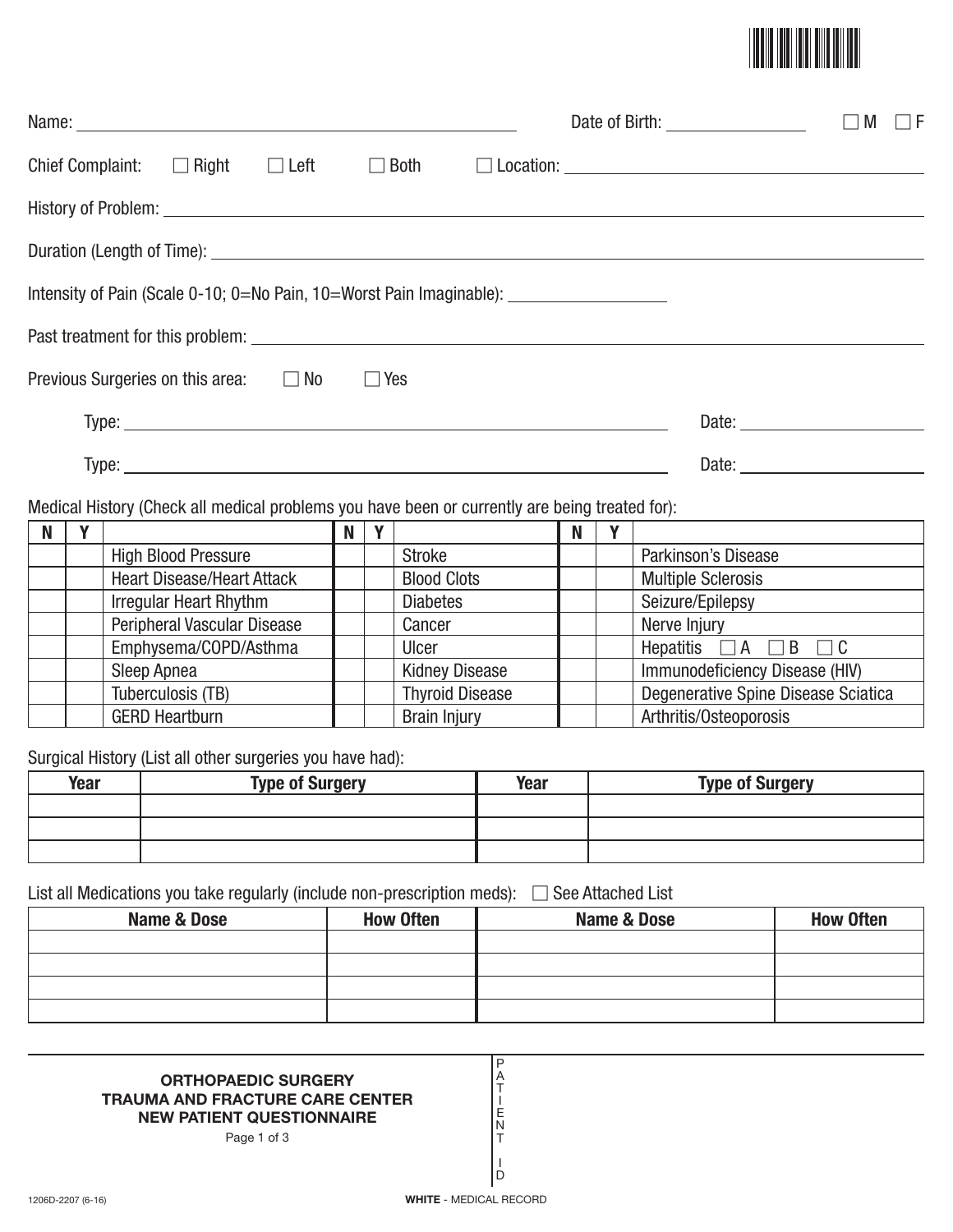Name: ______________________________ Date of Birth: ______________ ☐ M ☐ F

Chief Complaint: ☐ Right ☐ Left ☐ Both ☐ Location: ______________________________

History of Problem: ______________________________

Duration (Length of Time): ______________________________

Intensity of Pain (Scale 0-10; 0=No Pain, 10=Worst Pain Imaginable): ______________

Past treatment for this problem: ______________________________

Previous Surgeries on this area: ☐ No ☐ Yes

Type: ______________________________ Date: ______________

Type: ______________________________ Date: ______________

Medical History (Check all medical problems you have been or currently are being treated for):

| N | Y | | N | Y | | N | Y | |
|---|---|---|---|---|---|---|---|---|
| | | High Blood Pressure | | | Stroke | | | Parkinson's Disease |
| | | Heart Disease/Heart Attack | | | Blood Clots | | | Multiple Sclerosis |
| | | Irregular Heart Rhythm | | | Diabetes | | | Seizure/Epilepsy |
| | | Peripheral Vascular Disease | | | Cancer | | | Nerve Injury |
| | | Emphysema/COPD/Asthma | | | Ulcer | | | Hepatitis ☐ A ☐ B ☐ C |
| | | Sleep Apnea | | | Kidney Disease | | | Immunodeficiency Disease (HIV) |
| | | Tuberculosis (TB) | | | Thyroid Disease | | | Degenerative Spine Disease Sciatica |
| | | GERD Heartburn | | | Brain Injury | | | Arthritis/Osteoporosis |

Surgical History (List all other surgeries you have had):

| Year | Type of Surgery | Year | Type of Surgery |
|---|---|---|---|
| | | | |
| | | | |
| | | | |

List all Medications you take regularly (include non-prescription meds): ☐ See Attached List

| Name & Dose | How Often | Name & Dose | How Often |
|---|---|---|---|
| | | | |
| | | | |
| | | | |
| | | | |

**ORTHOPAEDIC SURGERY**
**TRAUMA AND FRACTURE CARE CENTER**
**NEW PATIENT QUESTIONNAIRE**

PATIENT ID

1206D-2207 (6-16)

**WHITE** - MEDICAL RECORD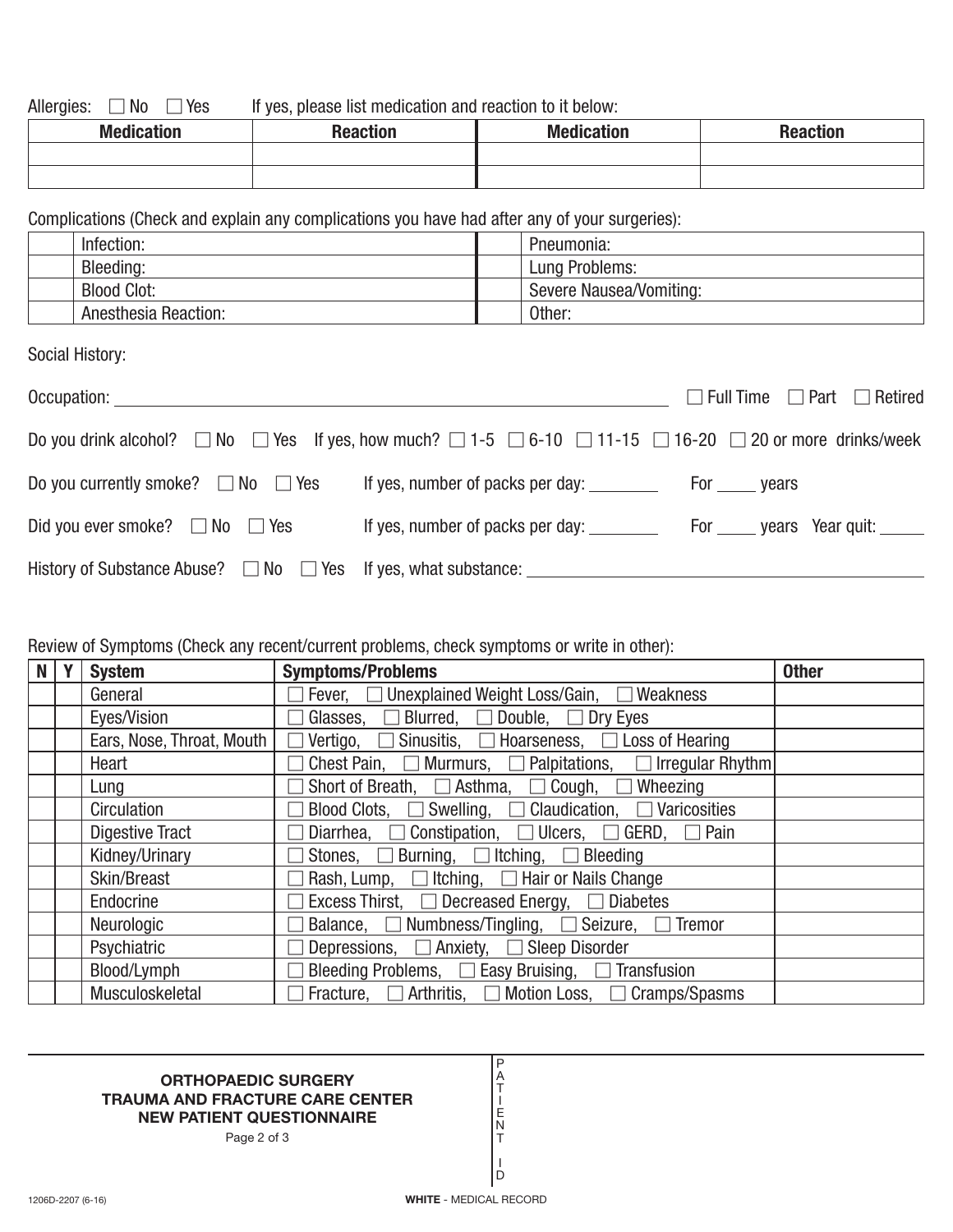Allergies: ☐ No ☐ Yes If yes, please list medication and reaction to it below:

| Medication | Reaction | Medication | Reaction |
|---|---|---|---|
| | | | |
| | | | |

Complications (Check and explain any complications you have had after any of your surgeries):

| | | | |
|---|---|---|---|
| | Infection: | | Pneumonia: |
| | Bleeding: | | Lung Problems: |
| | Blood Clot: | | Severe Nausea/Vomiting: |
| | Anesthesia Reaction: | | Other: |

Social History:

Occupation: ______________________________ ☐ Full Time ☐ Part ☐ Retired

Do you drink alcohol? ☐ No ☐ Yes If yes, how much? ☐ 1-5 ☐ 6-10 ☐ 11-15 ☐ 16-20 ☐ 20 or more drinks/week

Do you currently smoke? ☐ No ☐ Yes If yes, number of packs per day: ________ For _____ years

Did you ever smoke? ☐ No ☐ Yes If yes, number of packs per day: ________ For _____ years Year quit: _____

History of Substance Abuse? ☐ No ☐ Yes If yes, what substance: ______________________________

Review of Symptoms (Check any recent/current problems, check symptoms or write in other):

| N | Y | System | Symptoms/Problems | Other |
|---|---|---|---|---|
| | | General | ☐ Fever, ☐ Unexplained Weight Loss/Gain, ☐ Weakness | |
| | | Eyes/Vision | ☐ Glasses, ☐ Blurred, ☐ Double, ☐ Dry Eyes | |
| | | Ears, Nose, Throat, Mouth | ☐ Vertigo, ☐ Sinusitis, ☐ Hoarseness, ☐ Loss of Hearing | |
| | | Heart | ☐ Chest Pain, ☐ Murmurs, ☐ Palpitations, ☐ Irregular Rhythm | |
| | | Lung | ☐ Short of Breath, ☐ Asthma, ☐ Cough, ☐ Wheezing | |
| | | Circulation | ☐ Blood Clots, ☐ Swelling, ☐ Claudication, ☐ Varicosities | |
| | | Digestive Tract | ☐ Diarrhea, ☐ Constipation, ☐ Ulcers, ☐ GERD, ☐ Pain | |
| | | Kidney/Urinary | ☐ Stones, ☐ Burning, ☐ Itching, ☐ Bleeding | |
| | | Skin/Breast | ☐ Rash, Lump, ☐ Itching, ☐ Hair or Nails Change | |
| | | Endocrine | ☐ Excess Thirst, ☐ Decreased Energy, ☐ Diabetes | |
| | | Neurologic | ☐ Balance, ☐ Numbness/Tingling, ☐ Seizure, ☐ Tremor | |
| | | Psychiatric | ☐ Depressions, ☐ Anxiety, ☐ Sleep Disorder | |
| | | Blood/Lymph | ☐ Bleeding Problems, ☐ Easy Bruising, ☐ Transfusion | |
| | | Musculoskeletal | ☐ Fracture, ☐ Arthritis, ☐ Motion Loss, ☐ Cramps/Spasms | |

**ORTHOPAEDIC SURGERY**
**TRAUMA AND FRACTURE CARE CENTER**
**NEW PATIENT QUESTIONNAIRE**

PATIENT ID

1206D-2207 (6-16)

**WHITE** - MEDICAL RECORD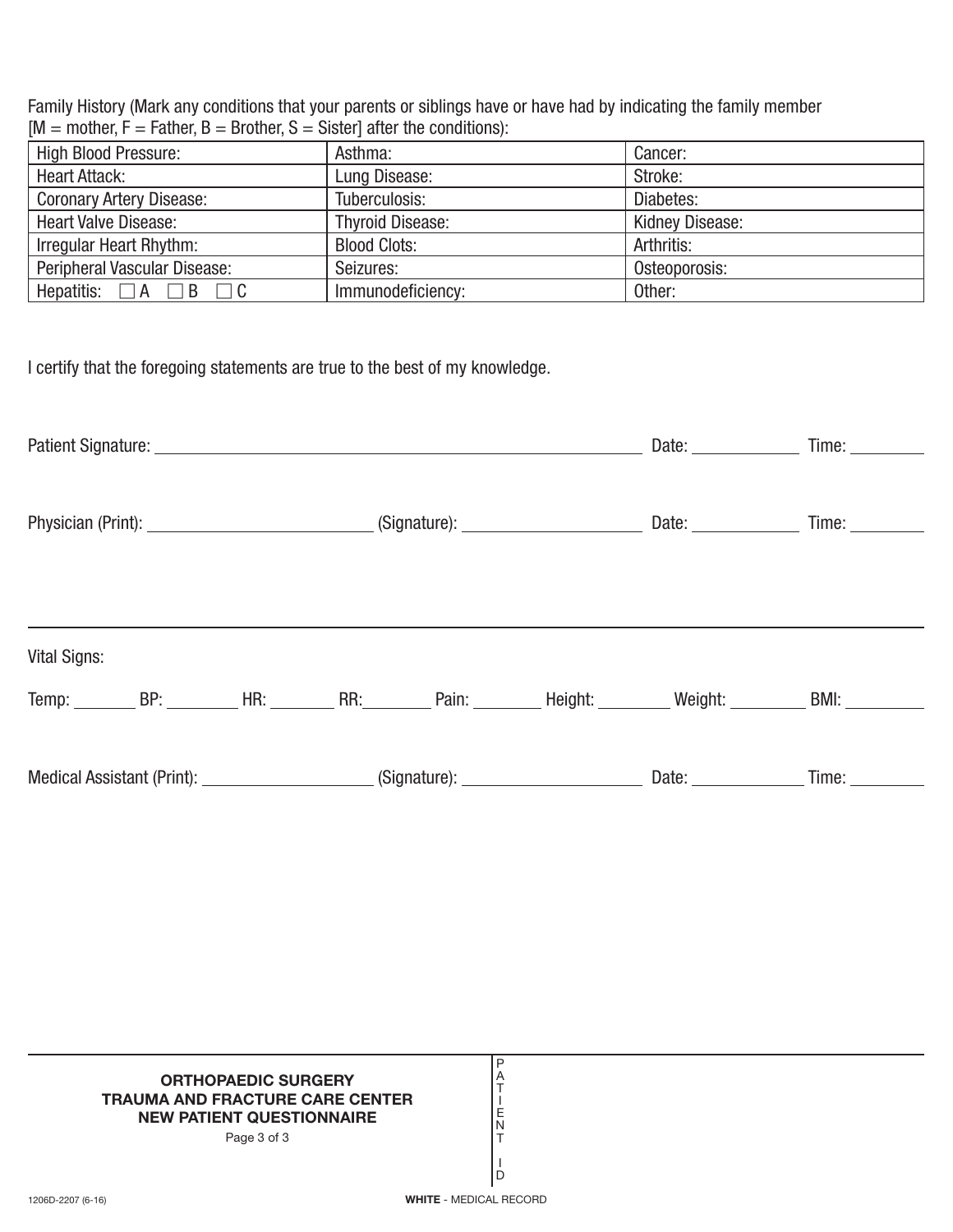Family History (Mark any conditions that your parents or siblings have or have had by indicating the family member [M = mother, F = Father, B = Brother, S = Sister] after the conditions):

| | | |
|---|---|---|
| High Blood Pressure: | Asthma: | Cancer: |
| Heart Attack: | Lung Disease: | Stroke: |
| Coronary Artery Disease: | Tuberculosis: | Diabetes: |
| Heart Valve Disease: | Thyroid Disease: | Kidney Disease: |
| Irregular Heart Rhythm: | Blood Clots: | Arthritis: |
| Peripheral Vascular Disease: | Seizures: | Osteoporosis: |
| Hepatitis: ☐ A ☐ B ☐ C | Immunodeficiency: | Other: |

I certify that the foregoing statements are true to the best of my knowledge.

Patient Signature: ______________________________ Date: __________ Time: ________

Physician (Print): ____________________ (Signature): ____________________ Date: __________ Time: ________

---

Vital Signs:

Temp: ______ BP: ______ HR: ______ RR: ______ Pain: ______ Height: ______ Weight: ______ BMI: ______

Medical Assistant (Print): ____________________ (Signature): ____________________ Date: __________ Time: ________

---

**ORTHOPAEDIC SURGERY**
**TRAUMA AND FRACTURE CARE CENTER**
**NEW PATIENT QUESTIONNAIRE**

PATIENT ID

1206D-2207 (6-16)

**WHITE** - MEDICAL RECORD